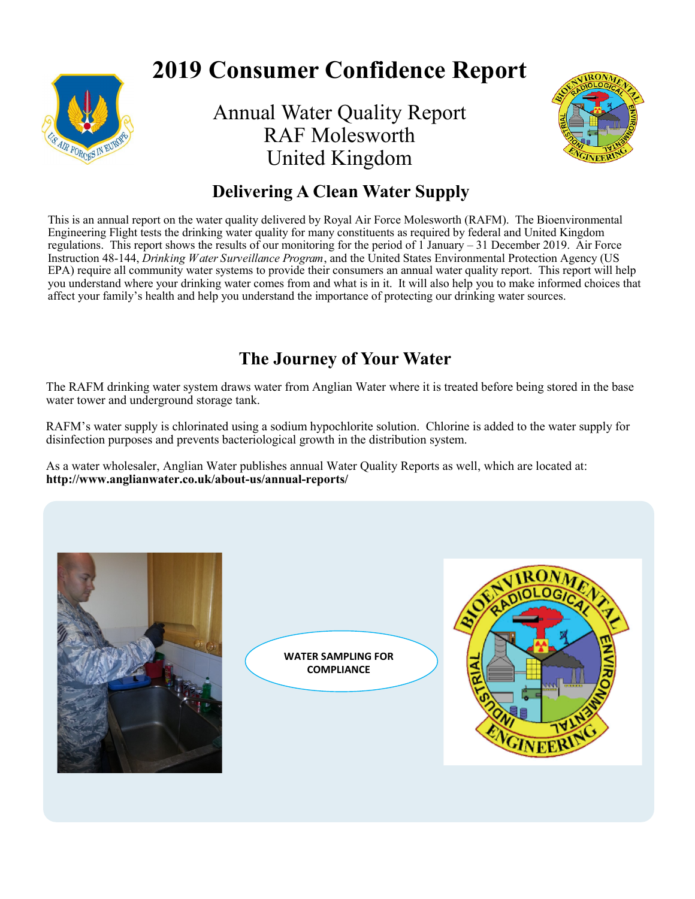# 2019 Consumer Confidence Report

Annual Water Quality Report
RAF Molesworth
United Kingdom

## Delivering A Clean Water Supply

This is an annual report on the water quality delivered by Royal Air Force Molesworth (RAFM). The Bioenvironmental Engineering Flight tests the drinking water quality for many constituents as required by federal and United Kingdom regulations. This report shows the results of our monitoring for the period of 1 January – 31 December 2019. Air Force Instruction 48-144, *Drinking Water Surveillance Program*, and the United States Environmental Protection Agency (US EPA) require all community water systems to provide their consumers an annual water quality report. This report will help you understand where your drinking water comes from and what is in it. It will also help you to make informed choices that affect your family's health and help you understand the importance of protecting our drinking water sources.

## The Journey of Your Water

The RAFM drinking water system draws water from Anglian Water where it is treated before being stored in the base water tower and underground storage tank.

RAFM's water supply is chlorinated using a sodium hypochlorite solution. Chlorine is added to the water supply for disinfection purposes and prevents bacteriological growth in the distribution system.

As a water wholesaler, Anglian Water publishes annual Water Quality Reports as well, which are located at: **http://www.anglianwater.co.uk/about-us/annual-reports/**

WATER SAMPLING FOR COMPLIANCE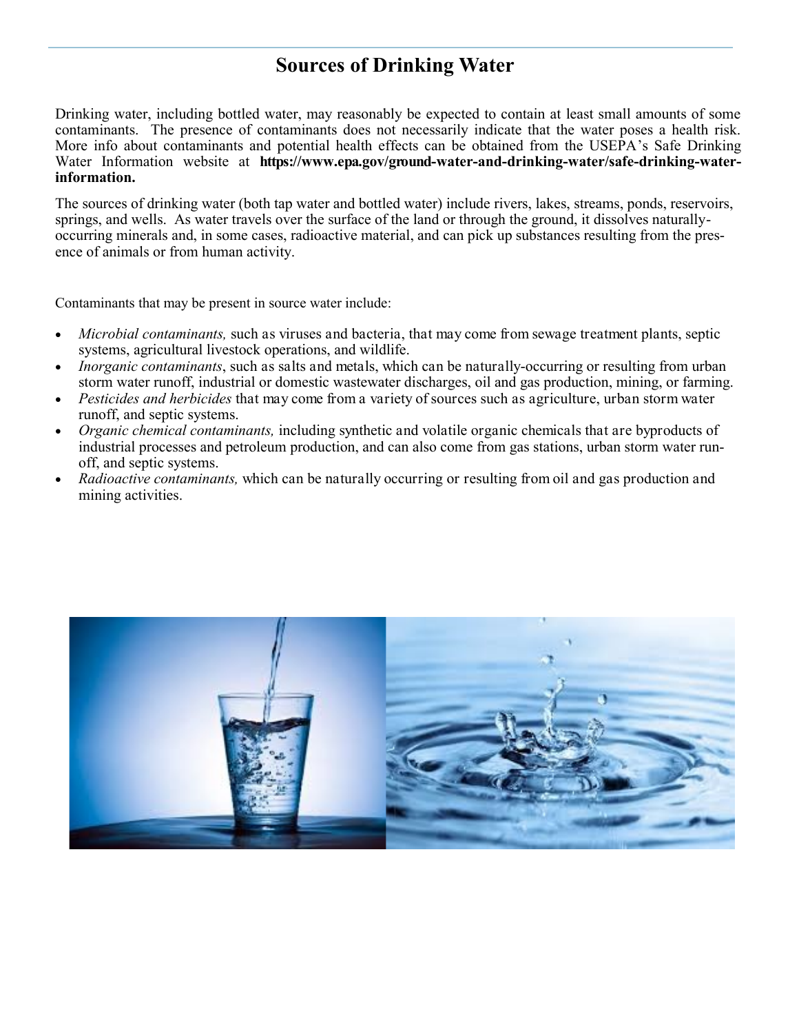# Sources of Drinking Water

Drinking water, including bottled water, may reasonably be expected to contain at least small amounts of some contaminants. The presence of contaminants does not necessarily indicate that the water poses a health risk. More info about contaminants and potential health effects can be obtained from the USEPA's Safe Drinking Water Information website at **https://www.epa.gov/ground-water-and-drinking-water/safe-drinking-water-information.**

The sources of drinking water (both tap water and bottled water) include rivers, lakes, streams, ponds, reservoirs, springs, and wells. As water travels over the surface of the land or through the ground, it dissolves naturally-occurring minerals and, in some cases, radioactive material, and can pick up substances resulting from the presence of animals or from human activity.

Contaminants that may be present in source water include:

- *Microbial contaminants,* such as viruses and bacteria, that may come from sewage treatment plants, septic systems, agricultural livestock operations, and wildlife.
- *Inorganic contaminants*, such as salts and metals, which can be naturally-occurring or resulting from urban storm water runoff, industrial or domestic wastewater discharges, oil and gas production, mining, or farming.
- *Pesticides and herbicides* that may come from a variety of sources such as agriculture, urban storm water runoff, and septic systems.
- *Organic chemical contaminants,* including synthetic and volatile organic chemicals that are byproducts of industrial processes and petroleum production, and can also come from gas stations, urban storm water runoff, and septic systems.
- *Radioactive contaminants,* which can be naturally occurring or resulting from oil and gas production and mining activities.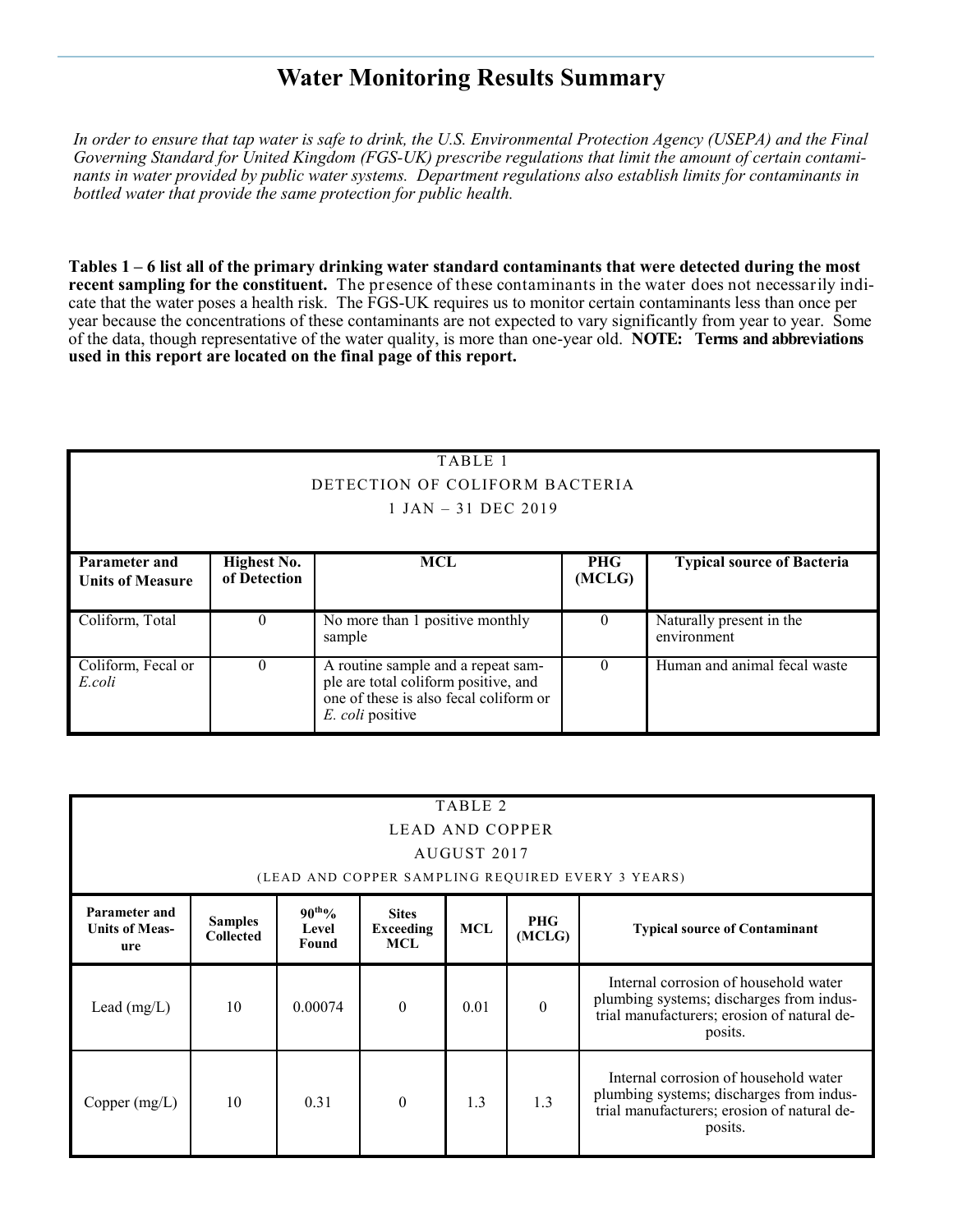# Water Monitoring Results Summary

*In order to ensure that tap water is safe to drink, the U.S. Environmental Protection Agency (USEPA) and the Final Governing Standard for United Kingdom (FGS-UK) prescribe regulations that limit the amount of certain contaminants in water provided by public water systems. Department regulations also establish limits for contaminants in bottled water that provide the same protection for public health.*

**Tables 1 – 6 list all of the primary drinking water standard contaminants that were detected during the most recent sampling for the constituent.** The presence of these contaminants in the water does not necessarily indicate that the water poses a health risk. The FGS-UK requires us to monitor certain contaminants less than once per year because the concentrations of these contaminants are not expected to vary significantly from year to year. Some of the data, though representative of the water quality, is more than one-year old. **NOTE: Terms and abbreviations used in this report are located on the final page of this report.**

| TABLE 1<br>DETECTION OF COLIFORM BACTERIA<br>1 JAN – 31 DEC 2019 | | | | |
|---|---|---|---|---|
| **Parameter and Units of Measure** | **Highest No. of Detection** | **MCL** | **PHG (MCLG)** | **Typical source of Bacteria** |
| Coliform, Total | 0 | No more than 1 positive monthly sample | 0 | Naturally present in the environment |
| Coliform, Fecal or *E.coli* | 0 | A routine sample and a repeat sample are total coliform positive, and one of these is also fecal coliform or *E. coli* positive | 0 | Human and animal fecal waste |

| TABLE 2<br>LEAD AND COPPER<br>AUGUST 2017<br>(LEAD AND COPPER SAMPLING REQUIRED EVERY 3 YEARS) | | | | | | |
|---|---|---|---|---|---|---|
| **Parameter and Units of Measure** | **Samples Collected** | **90th% Level Found** | **Sites Exceeding MCL** | **MCL** | **PHG (MCLG)** | **Typical source of Contaminant** |
| Lead (mg/L) | 10 | 0.00074 | 0 | 0.01 | 0 | Internal corrosion of household water plumbing systems; discharges from industrial manufacturers; erosion of natural deposits. |
| Copper (mg/L) | 10 | 0.31 | 0 | 1.3 | 1.3 | Internal corrosion of household water plumbing systems; discharges from industrial manufacturers; erosion of natural deposits. |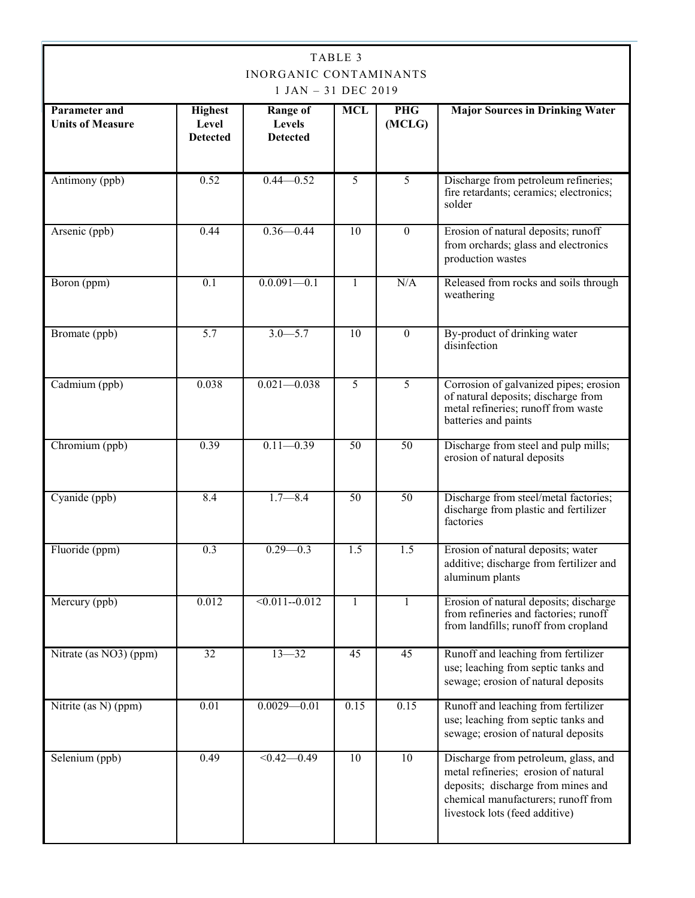TABLE 3
INORGANIC CONTAMINANTS
1 JAN – 31 DEC 2019

| Parameter and Units of Measure | Highest Level Detected | Range of Levels Detected | MCL | PHG (MCLG) | Major Sources in Drinking Water |
|---|---|---|---|---|---|
| Antimony (ppb) | 0.52 | 0.44—0.52 | 5 | 5 | Discharge from petroleum refineries; fire retardants; ceramics; electronics; solder |
| Arsenic (ppb) | 0.44 | 0.36—0.44 | 10 | 0 | Erosion of natural deposits; runoff from orchards; glass and electronics production wastes |
| Boron (ppm) | 0.1 | 0.0.091—0.1 | 1 | N/A | Released from rocks and soils through weathering |
| Bromate (ppb) | 5.7 | 3.0—5.7 | 10 | 0 | By-product of drinking water disinfection |
| Cadmium (ppb) | 0.038 | 0.021—0.038 | 5 | 5 | Corrosion of galvanized pipes; erosion of natural deposits; discharge from metal refineries; runoff from waste batteries and paints |
| Chromium (ppb) | 0.39 | 0.11—0.39 | 50 | 50 | Discharge from steel and pulp mills; erosion of natural deposits |
| Cyanide (ppb) | 8.4 | 1.7—8.4 | 50 | 50 | Discharge from steel/metal factories; discharge from plastic and fertilizer factories |
| Fluoride (ppm) | 0.3 | 0.29—0.3 | 1.5 | 1.5 | Erosion of natural deposits; water additive; discharge from fertilizer and aluminum plants |
| Mercury (ppb) | 0.012 | <0.011--0.012 | 1 | 1 | Erosion of natural deposits; discharge from refineries and factories; runoff from landfills; runoff from cropland |
| Nitrate (as $NO_3$) (ppm) | 32 | 13—32 | 45 | 45 | Runoff and leaching from fertilizer use; leaching from septic tanks and sewage; erosion of natural deposits |
| Nitrite (as N) (ppm) | 0.01 | 0.0029—0.01 | 0.15 | 0.15 | Runoff and leaching from fertilizer use; leaching from septic tanks and sewage; erosion of natural deposits |
| Selenium (ppb) | 0.49 | <0.42—0.49 | 10 | 10 | Discharge from petroleum, glass, and metal refineries; erosion of natural deposits; discharge from mines and chemical manufacturers; runoff from livestock lots (feed additive) |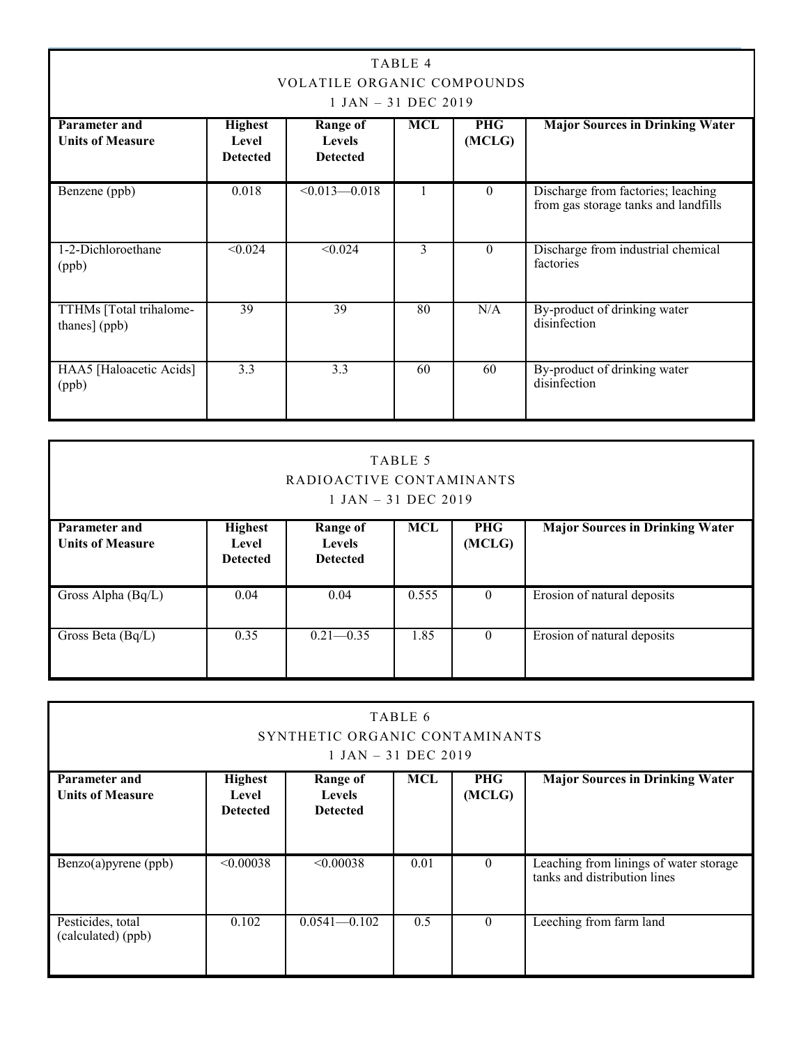## TABLE 4
## VOLATILE ORGANIC COMPOUNDS
## 1 JAN – 31 DEC 2019

| Parameter and Units of Measure | Highest Level Detected | Range of Levels Detected | MCL | PHG (MCLG) | Major Sources in Drinking Water |
|---|---|---|---|---|---|
| Benzene (ppb) | 0.018 | <0.013—0.018 | 1 | 0 | Discharge from factories; leaching from gas storage tanks and landfills |
| 1-2-Dichloroethane (ppb) | <0.024 | <0.024 | 3 | 0 | Discharge from industrial chemical factories |
| TTHMs [Total trihalomethanes] (ppb) | 39 | 39 | 80 | N/A | By-product of drinking water disinfection |
| HAA5 [Haloacetic Acids] (ppb) | 3.3 | 3.3 | 60 | 60 | By-product of drinking water disinfection |

## TABLE 5
## RADIOACTIVE CONTAMINANTS
## 1 JAN – 31 DEC 2019

| Parameter and Units of Measure | Highest Level Detected | Range of Levels Detected | MCL | PHG (MCLG) | Major Sources in Drinking Water |
|---|---|---|---|---|---|
| Gross Alpha (Bq/L) | 0.04 | 0.04 | 0.555 | 0 | Erosion of natural deposits |
| Gross Beta (Bq/L) | 0.35 | 0.21—0.35 | 1.85 | 0 | Erosion of natural deposits |

## TABLE 6
## SYNTHETIC ORGANIC CONTAMINANTS
## 1 JAN – 31 DEC 2019

| Parameter and Units of Measure | Highest Level Detected | Range of Levels Detected | MCL | PHG (MCLG) | Major Sources in Drinking Water |
|---|---|---|---|---|---|
| Benzo(a)pyrene (ppb) | <0.00038 | <0.00038 | 0.01 | 0 | Leaching from linings of water storage tanks and distribution lines |
| Pesticides, total (calculated) (ppb) | 0.102 | 0.0541—0.102 | 0.5 | 0 | Leeching from farm land |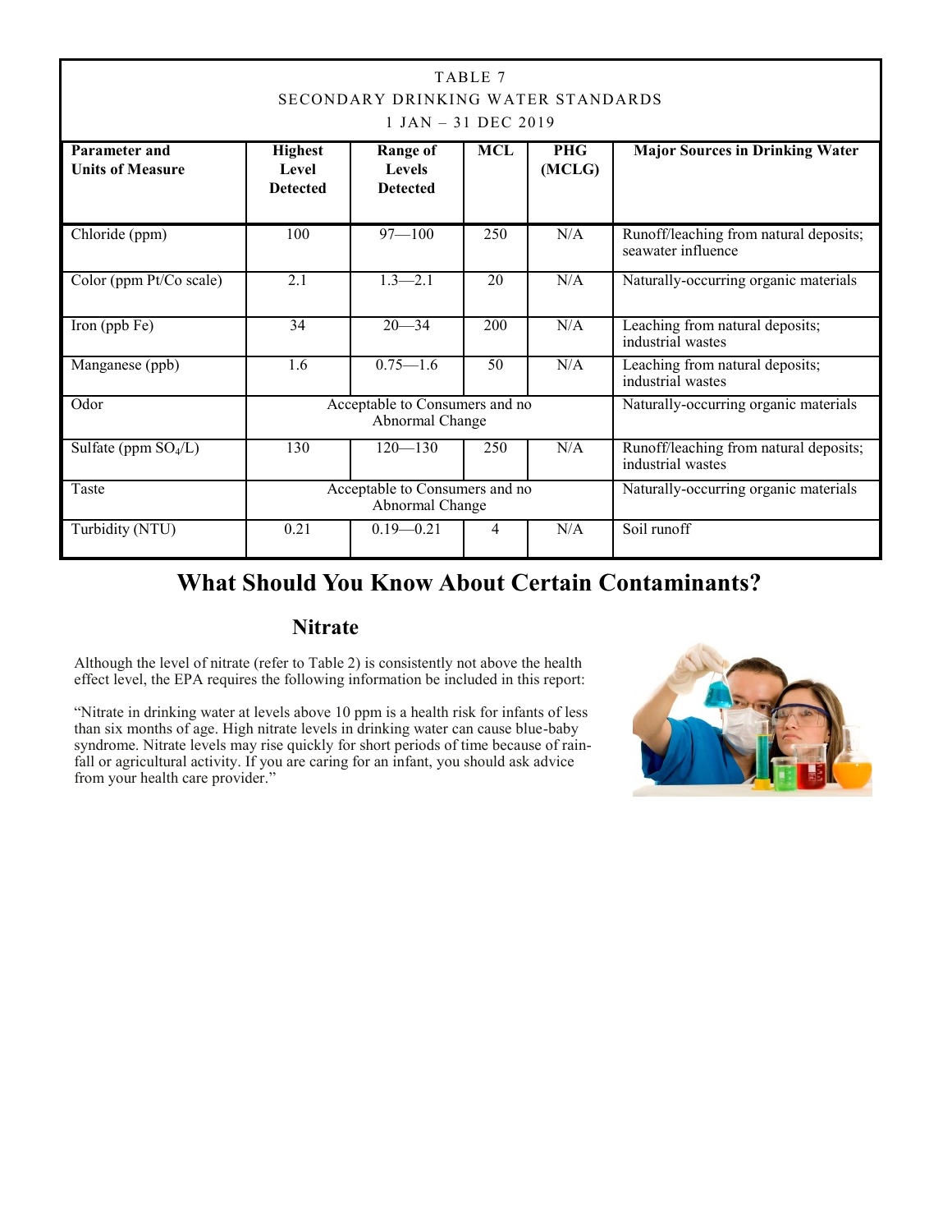| TABLE 7<br>SECONDARY DRINKING WATER STANDARDS<br>1 JAN – 31 DEC 2019 | | | | | |
|---|---|---|---|---|---|
| **Parameter and Units of Measure** | **Highest Level Detected** | **Range of Levels Detected** | **MCL** | **PHG (MCLG)** | **Major Sources in Drinking Water** |
| Chloride (ppm) | 100 | 97—100 | 250 | N/A | Runoff/leaching from natural deposits; seawater influence |
| Color (ppm Pt/Co scale) | 2.1 | 1.3—2.1 | 20 | N/A | Naturally-occurring organic materials |
| Iron (ppb Fe) | 34 | 20—34 | 200 | N/A | Leaching from natural deposits; industrial wastes |
| Manganese (ppb) | 1.6 | 0.75—1.6 | 50 | N/A | Leaching from natural deposits; industrial wastes |
| Odor | Acceptable to Consumers and no Abnormal Change | | | | Naturally-occurring organic materials |
| Sulfate (ppm $SO_4$/L) | 130 | 120—130 | 250 | N/A | Runoff/leaching from natural deposits; industrial wastes |
| Taste | Acceptable to Consumers and no Abnormal Change | | | | Naturally-occurring organic materials |
| Turbidity (NTU) | 0.21 | 0.19—0.21 | 4 | N/A | Soil runoff |

# What Should You Know About Certain Contaminants?

## Nitrate

Although the level of nitrate (refer to Table 2) is consistently not above the health effect level, the EPA requires the following information be included in this report:

"Nitrate in drinking water at levels above 10 ppm is a health risk for infants of less than six months of age. High nitrate levels in drinking water can cause blue-baby syndrome. Nitrate levels may rise quickly for short periods of time because of rainfall or agricultural activity. If you are caring for an infant, you should ask advice from your health care provider."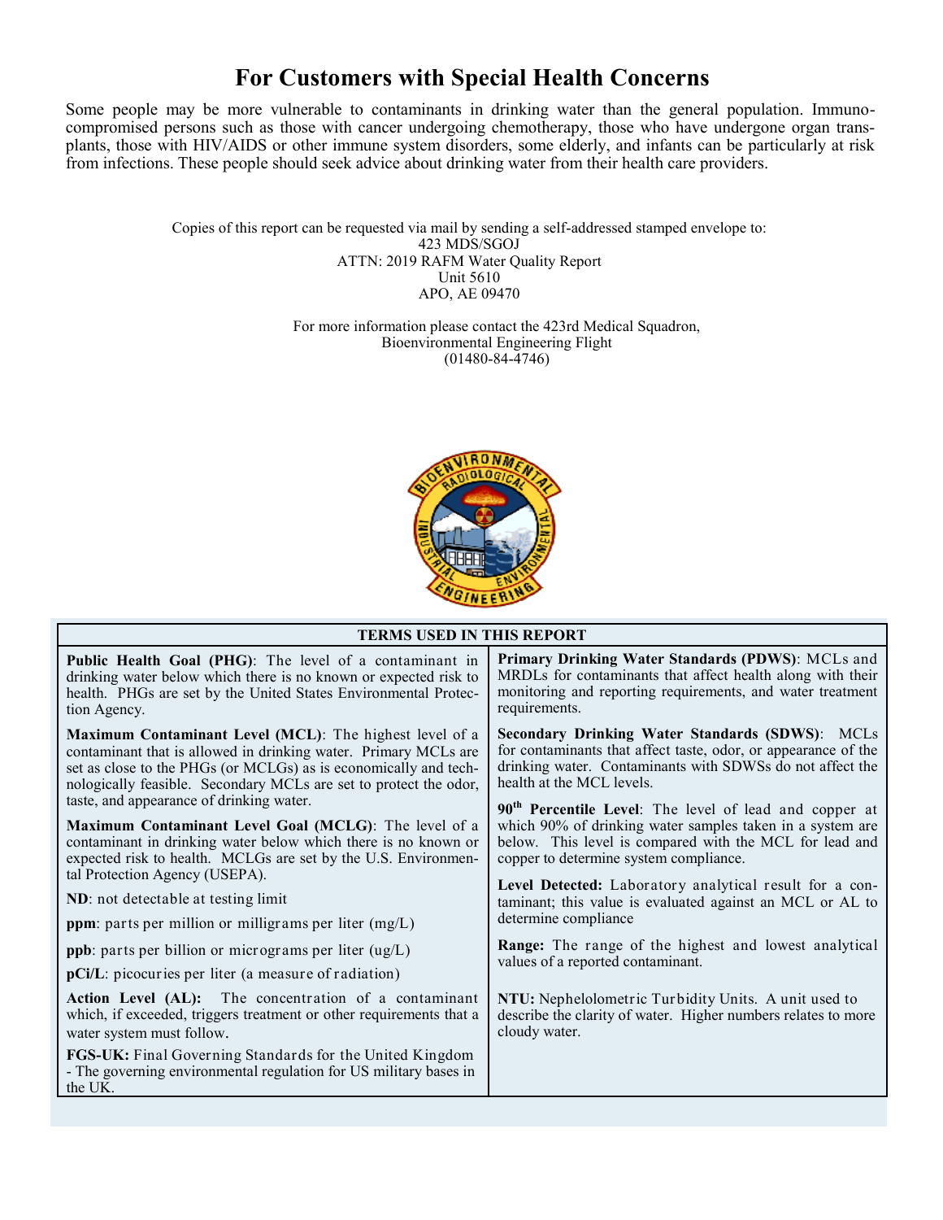# For Customers with Special Health Concerns

Some people may be more vulnerable to contaminants in drinking water than the general population. Immuno-compromised persons such as those with cancer undergoing chemotherapy, those who have undergone organ transplants, those with HIV/AIDS or other immune system disorders, some elderly, and infants can be particularly at risk from infections. These people should seek advice about drinking water from their health care providers.

Copies of this report can be requested via mail by sending a self-addressed stamped envelope to:
423 MDS/SGOJ
ATTN: 2019 RAFM Water Quality Report
Unit 5610
APO, AE 09470

For more information please contact the 423rd Medical Squadron,
Bioenvironmental Engineering Flight
(01480-84-4746)

## TERMS USED IN THIS REPORT

**Public Health Goal (PHG)**: The level of a contaminant in drinking water below which there is no known or expected risk to health. PHGs are set by the United States Environmental Protection Agency.

**Maximum Contaminant Level (MCL)**: The highest level of a contaminant that is allowed in drinking water. Primary MCLs are set as close to the PHGs (or MCLGs) as is economically and technologically feasible. Secondary MCLs are set to protect the odor, taste, and appearance of drinking water.

**Maximum Contaminant Level Goal (MCLG)**: The level of a contaminant in drinking water below which there is no known or expected risk to health. MCLGs are set by the U.S. Environmental Protection Agency (USEPA).

**ND**: not detectable at testing limit

**ppm**: parts per million or milligrams per liter (mg/L)

**ppb**: parts per billion or micrograms per liter (ug/L)

**pCi/L**: picocuries per liter (a measure of radiation)

**Action Level (AL)**: The concentration of a contaminant which, if exceeded, triggers treatment or other requirements that a water system must follow.

**FGS-UK:** Final Governing Standards for the United Kingdom - The governing environmental regulation for US military bases in the UK.

**Primary Drinking Water Standards (PDWS)**: MCLs and MRDLs for contaminants that affect health along with their monitoring and reporting requirements, and water treatment requirements.

**Secondary Drinking Water Standards (SDWS)**: MCLs for contaminants that affect taste, odor, or appearance of the drinking water. Contaminants with SDWSs do not affect the health at the MCL levels.

**90th Percentile Level**: The level of lead and copper at which 90% of drinking water samples taken in a system are below. This level is compared with the MCL for lead and copper to determine system compliance.

**Level Detected:** Laboratory analytical result for a contaminant; this value is evaluated against an MCL or AL to determine compliance

**Range:** The range of the highest and lowest analytical values of a reported contaminant.

**NTU:** Nephelolometric Turbidity Units. A unit used to describe the clarity of water. Higher numbers relates to more cloudy water.